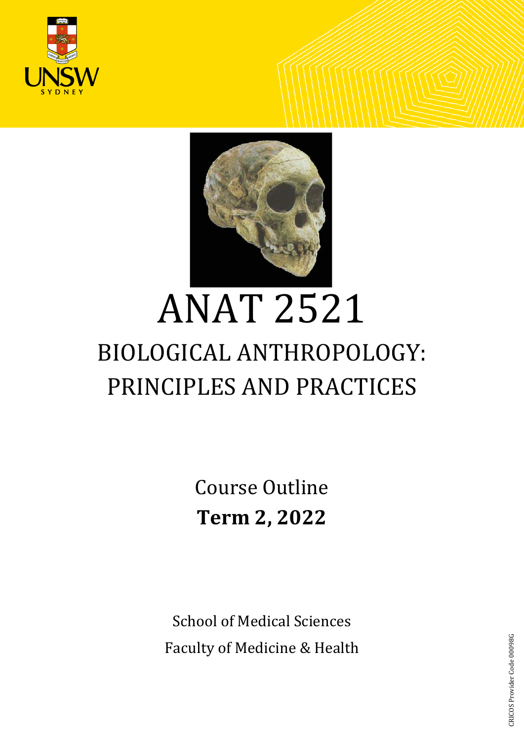# ANAT 2521

## BIOLOGICAL ANTHROPOLOGY: PRINCIPLES AND PRACTICES

Course Outline

**Term 2, 2022**

School of Medical Sciences

Faculty of Medicine & Health

CRICOS Provider Code 00098G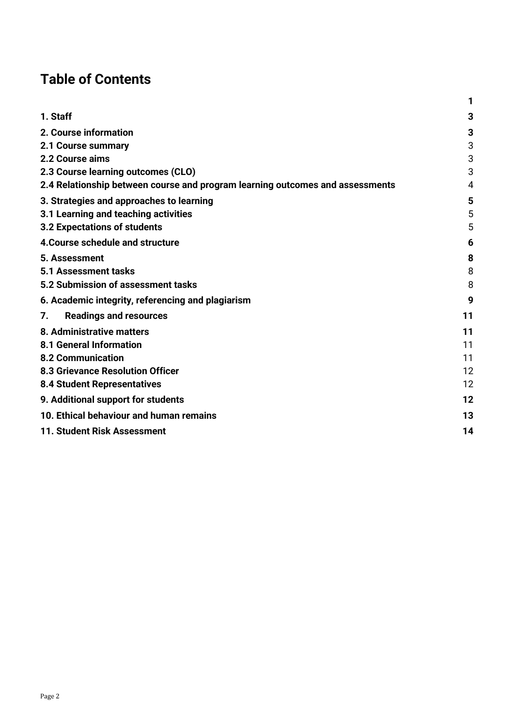# Table of Contents

| | |
|---|---|
| | **1** |
| **1. Staff** | **3** |
| **2. Course information** | **3** |
| **2.1 Course summary** | 3 |
| **2.2 Course aims** | 3 |
| **2.3 Course learning outcomes (CLO)** | 3 |
| **2.4 Relationship between course and program learning outcomes and assessments** | 4 |
| **3. Strategies and approaches to learning** | **5** |
| **3.1 Learning and teaching activities** | 5 |
| **3.2 Expectations of students** | 5 |
| **4.Course schedule and structure** | **6** |
| **5. Assessment** | **8** |
| **5.1 Assessment tasks** | 8 |
| **5.2 Submission of assessment tasks** | 8 |
| **6. Academic integrity, referencing and plagiarism** | **9** |
| **7. Readings and resources** | **11** |
| **8. Administrative matters** | **11** |
| **8.1 General Information** | 11 |
| **8.2 Communication** | 11 |
| **8.3 Grievance Resolution Officer** | 12 |
| **8.4 Student Representatives** | 12 |
| **9. Additional support for students** | **12** |
| **10. Ethical behaviour and human remains** | **13** |
| **11. Student Risk Assessment** | **14** |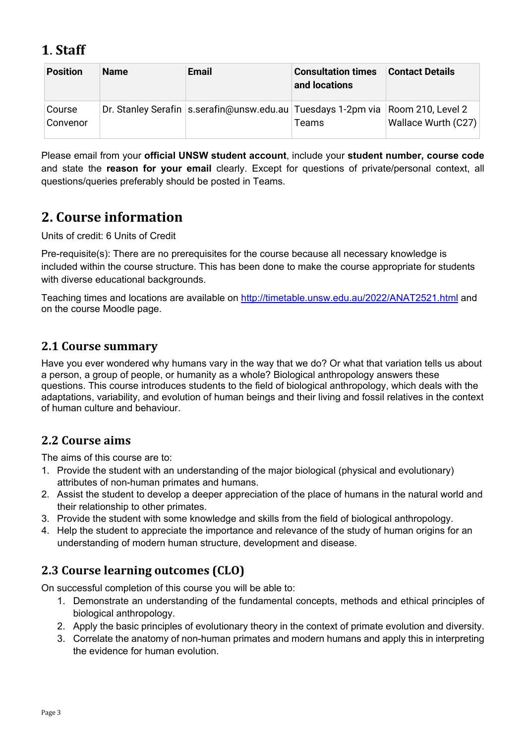# 1. Staff

| Position | Name | Email | Consultation times and locations | Contact Details |
|---|---|---|---|---|
| Course Convenor | Dr. Stanley Serafin | s.serafin@unsw.edu.au | Tuesdays 1-2pm via Teams | Room 210, Level 2 Wallace Wurth (C27) |

Please email from your **official UNSW student account**, include your **student number, course code** and state the **reason for your email** clearly. Except for questions of private/personal context, all questions/queries preferably should be posted in Teams.

# 2. Course information

Units of credit: 6 Units of Credit

Pre-requisite(s): There are no prerequisites for the course because all necessary knowledge is included within the course structure. This has been done to make the course appropriate for students with diverse educational backgrounds.

Teaching times and locations are available on [http://timetable.unsw.edu.au/2022/ANAT2521.html](http://timetable.unsw.edu.au/2022/ANAT2521.html) and on the course Moodle page.

## 2.1 Course summary

Have you ever wondered why humans vary in the way that we do? Or what that variation tells us about a person, a group of people, or humanity as a whole? Biological anthropology answers these questions. This course introduces students to the field of biological anthropology, which deals with the adaptations, variability, and evolution of human beings and their living and fossil relatives in the context of human culture and behaviour.

## 2.2 Course aims

The aims of this course are to:

1. Provide the student with an understanding of the major biological (physical and evolutionary) attributes of non-human primates and humans.
2. Assist the student to develop a deeper appreciation of the place of humans in the natural world and their relationship to other primates.
3. Provide the student with some knowledge and skills from the field of biological anthropology.
4. Help the student to appreciate the importance and relevance of the study of human origins for an understanding of modern human structure, development and disease.

## 2.3 Course learning outcomes (CLO)

On successful completion of this course you will be able to:

1. Demonstrate an understanding of the fundamental concepts, methods and ethical principles of biological anthropology.
2. Apply the basic principles of evolutionary theory in the context of primate evolution and diversity.
3. Correlate the anatomy of non-human primates and modern humans and apply this in interpreting the evidence for human evolution.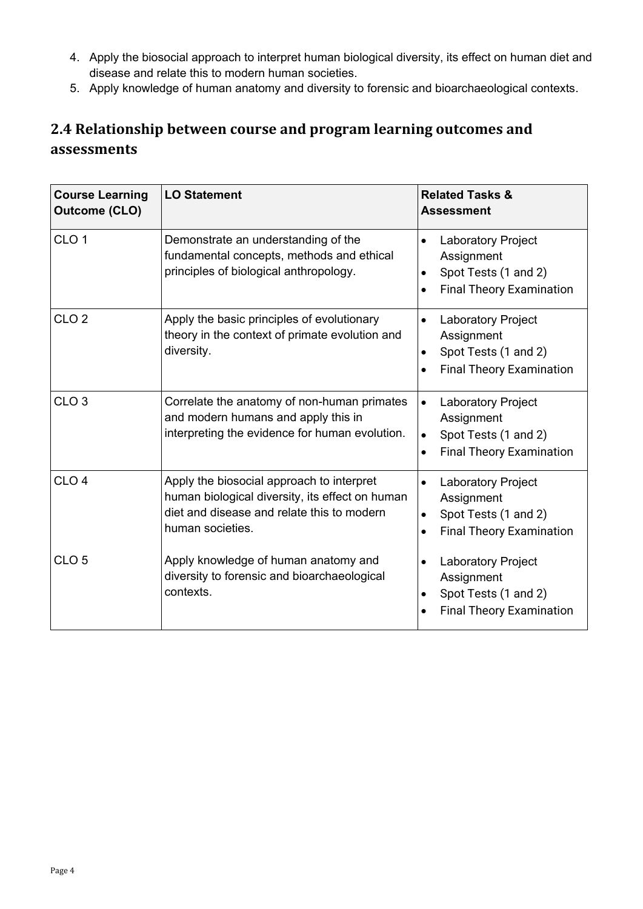4. Apply the biosocial approach to interpret human biological diversity, its effect on human diet and disease and relate this to modern human societies.
5. Apply knowledge of human anatomy and diversity to forensic and bioarchaeological contexts.

## 2.4 Relationship between course and program learning outcomes and assessments

| Course Learning Outcome (CLO) | LO Statement | Related Tasks & Assessment |
|---|---|---|
| CLO 1 | Demonstrate an understanding of the fundamental concepts, methods and ethical principles of biological anthropology. | • Laboratory Project Assignment<br>• Spot Tests (1 and 2)<br>• Final Theory Examination |
| CLO 2 | Apply the basic principles of evolutionary theory in the context of primate evolution and diversity. | • Laboratory Project Assignment<br>• Spot Tests (1 and 2)<br>• Final Theory Examination |
| CLO 3 | Correlate the anatomy of non-human primates and modern humans and apply this in interpreting the evidence for human evolution. | • Laboratory Project Assignment<br>• Spot Tests (1 and 2)<br>• Final Theory Examination |
| CLO 4 | Apply the biosocial approach to interpret human biological diversity, its effect on human diet and disease and relate this to modern human societies. | • Laboratory Project Assignment<br>• Spot Tests (1 and 2)<br>• Final Theory Examination |
| CLO 5 | Apply knowledge of human anatomy and diversity to forensic and bioarchaeological contexts. | • Laboratory Project Assignment<br>• Spot Tests (1 and 2)<br>• Final Theory Examination |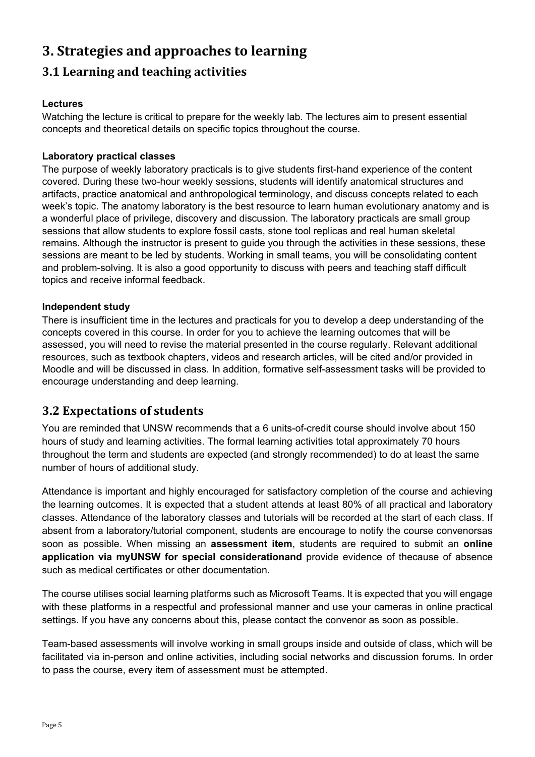# 3. Strategies and approaches to learning

## 3.1 Learning and teaching activities

**Lectures**

Watching the lecture is critical to prepare for the weekly lab. The lectures aim to present essential concepts and theoretical details on specific topics throughout the course.

**Laboratory practical classes**

The purpose of weekly laboratory practicals is to give students first-hand experience of the content covered. During these two-hour weekly sessions, students will identify anatomical structures and artifacts, practice anatomical and anthropological terminology, and discuss concepts related to each week's topic. The anatomy laboratory is the best resource to learn human evolutionary anatomy and is a wonderful place of privilege, discovery and discussion. The laboratory practicals are small group sessions that allow students to explore fossil casts, stone tool replicas and real human skeletal remains. Although the instructor is present to guide you through the activities in these sessions, these sessions are meant to be led by students. Working in small teams, you will be consolidating content and problem-solving. It is also a good opportunity to discuss with peers and teaching staff difficult topics and receive informal feedback.

**Independent study**

There is insufficient time in the lectures and practicals for you to develop a deep understanding of the concepts covered in this course. In order for you to achieve the learning outcomes that will be assessed, you will need to revise the material presented in the course regularly. Relevant additional resources, such as textbook chapters, videos and research articles, will be cited and/or provided in Moodle and will be discussed in class. In addition, formative self-assessment tasks will be provided to encourage understanding and deep learning.

## 3.2 Expectations of students

You are reminded that UNSW recommends that a 6 units-of-credit course should involve about 150 hours of study and learning activities. The formal learning activities total approximately 70 hours throughout the term and students are expected (and strongly recommended) to do at least the same number of hours of additional study.

Attendance is important and highly encouraged for satisfactory completion of the course and achieving the learning outcomes. It is expected that a student attends at least 80% of all practical and laboratory classes. Attendance of the laboratory classes and tutorials will be recorded at the start of each class. If absent from a laboratory/tutorial component, students are encourage to notify the course convenorsas soon as possible. When missing an **assessment item**, students are required to submit an **online application via myUNSW for special considerationand** provide evidence of thecause of absence such as medical certificates or other documentation.

The course utilises social learning platforms such as Microsoft Teams. It is expected that you will engage with these platforms in a respectful and professional manner and use your cameras in online practical settings. If you have any concerns about this, please contact the convenor as soon as possible.

Team-based assessments will involve working in small groups inside and outside of class, which will be facilitated via in-person and online activities, including social networks and discussion forums. In order to pass the course, every item of assessment must be attempted.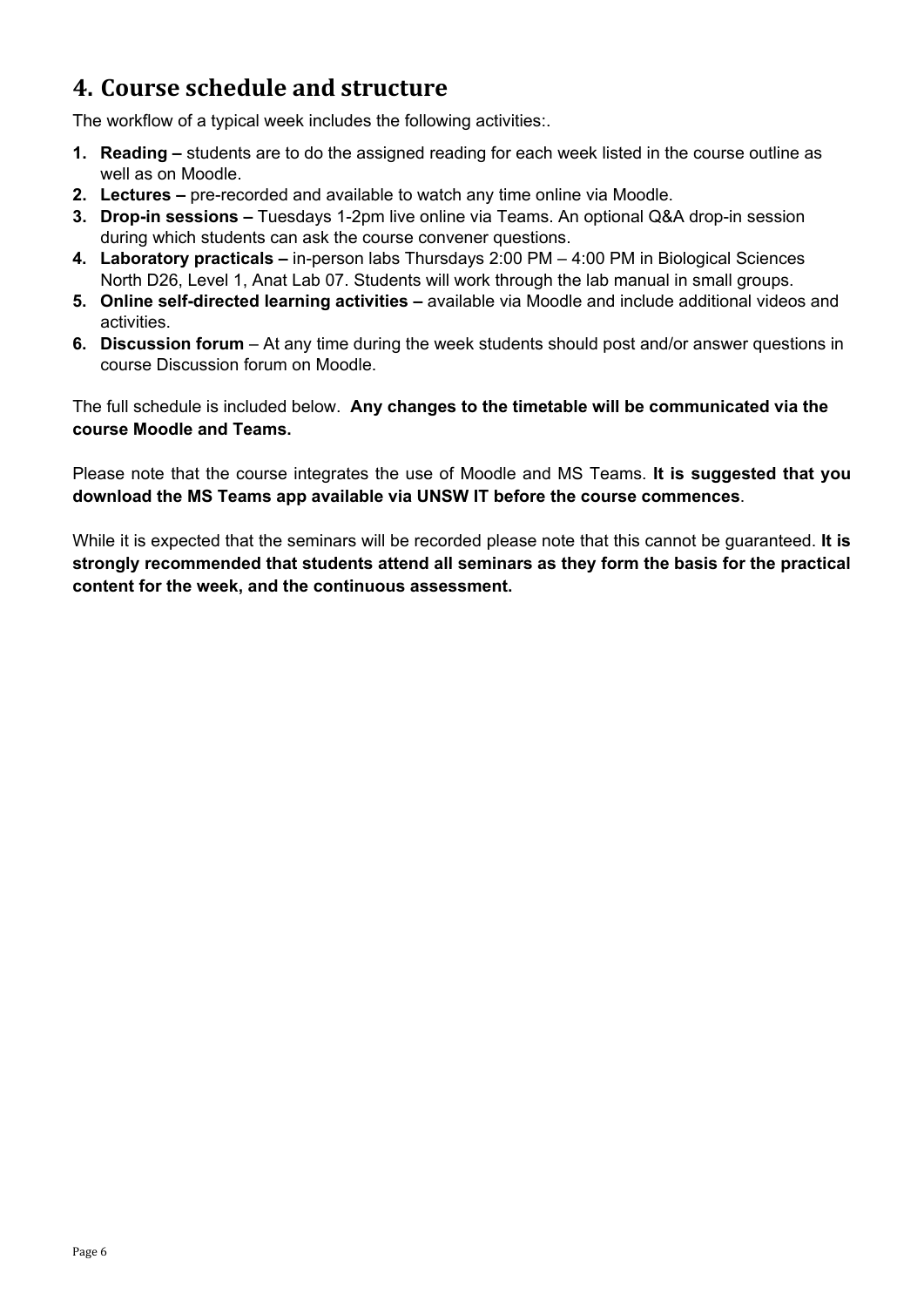# 4. Course schedule and structure

The workflow of a typical week includes the following activities:.

1. **Reading –** students are to do the assigned reading for each week listed in the course outline as well as on Moodle.
2. **Lectures –** pre-recorded and available to watch any time online via Moodle.
3. **Drop-in sessions –** Tuesdays 1-2pm live online via Teams. An optional Q&A drop-in session during which students can ask the course convener questions.
4. **Laboratory practicals –** in-person labs Thursdays 2:00 PM – 4:00 PM in Biological Sciences North D26, Level 1, Anat Lab 07. Students will work through the lab manual in small groups.
5. **Online self-directed learning activities –** available via Moodle and include additional videos and activities.
6. **Discussion forum** – At any time during the week students should post and/or answer questions in course Discussion forum on Moodle.

The full schedule is included below. **Any changes to the timetable will be communicated via the course Moodle and Teams.**

Please note that the course integrates the use of Moodle and MS Teams. **It is suggested that you download the MS Teams app available via UNSW IT before the course commences**.

While it is expected that the seminars will be recorded please note that this cannot be guaranteed. **It is strongly recommended that students attend all seminars as they form the basis for the practical content for the week, and the continuous assessment.**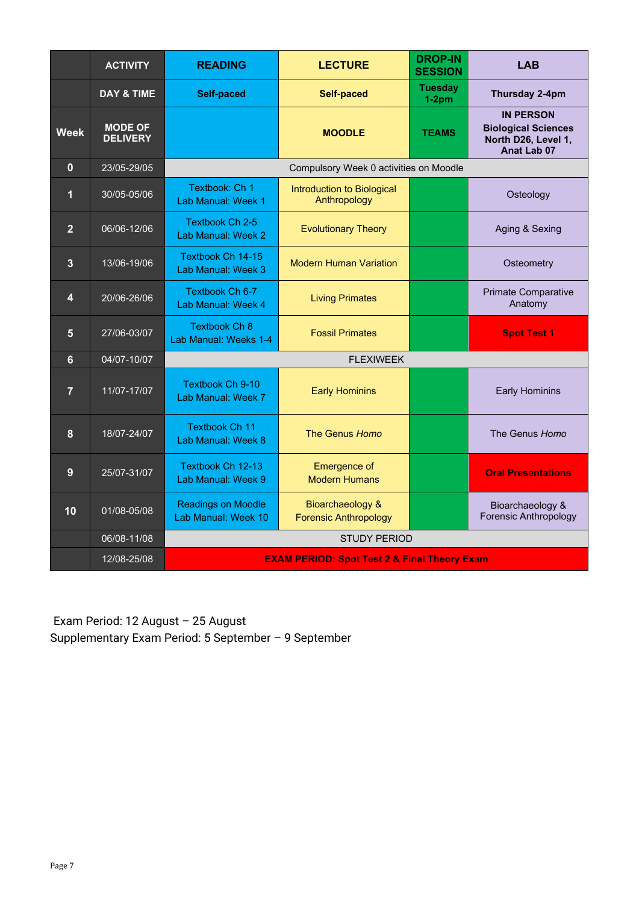| | ACTIVITY | READING | LECTURE | DROP-IN SESSION | LAB |
|---|---|---|---|---|---|
| | DAY & TIME | Self-paced | Self-paced | Tuesday 1-2pm | Thursday 2-4pm |
| Week | MODE OF DELIVERY | | MOODLE | TEAMS | IN PERSON Biological Sciences North D26, Level 1, Anat Lab 07 |
| 0 | 23/05-29/05 | Compulsory Week 0 activities on Moodle | | | |
| 1 | 30/05-05/06 | Textbook: Ch 1<br>Lab Manual: Week 1 | Introduction to Biological Anthropology | | Osteology |
| 2 | 06/06-12/06 | Textbook Ch 2-5<br>Lab Manual: Week 2 | Evolutionary Theory | | Aging & Sexing |
| 3 | 13/06-19/06 | Textbook Ch 14-15<br>Lab Manual: Week 3 | Modern Human Variation | | Osteometry |
| 4 | 20/06-26/06 | Textbook Ch 6-7<br>Lab Manual: Week 4 | Living Primates | | Primate Comparative Anatomy |
| 5 | 27/06-03/07 | Textbook Ch 8<br>Lab Manual: Weeks 1-4 | Fossil Primates | | **Spot Test 1** |
| 6 | 04/07-10/07 | FLEXIWEEK | | | |
| 7 | 11/07-17/07 | Textbook Ch 9-10<br>Lab Manual: Week 7 | Early Hominins | | Early Hominins |
| 8 | 18/07-24/07 | Textbook Ch 11<br>Lab Manual: Week 8 | The Genus *Homo* | | The Genus *Homo* |
| 9 | 25/07-31/07 | Textbook Ch 12-13<br>Lab Manual: Week 9 | Emergence of Modern Humans | | **Oral Presentations** |
| 10 | 01/08-05/08 | Readings on Moodle<br>Lab Manual: Week 10 | Bioarchaeology & Forensic Anthropology | | Bioarchaeology & Forensic Anthropology |
| | 06/08-11/08 | STUDY PERIOD | | | |
| | 12/08-25/08 | **EXAM PERIOD: Spot Test 2 & Final Theory Exam** | | | |

Exam Period: 12 August – 25 August
Supplementary Exam Period: 5 September – 9 September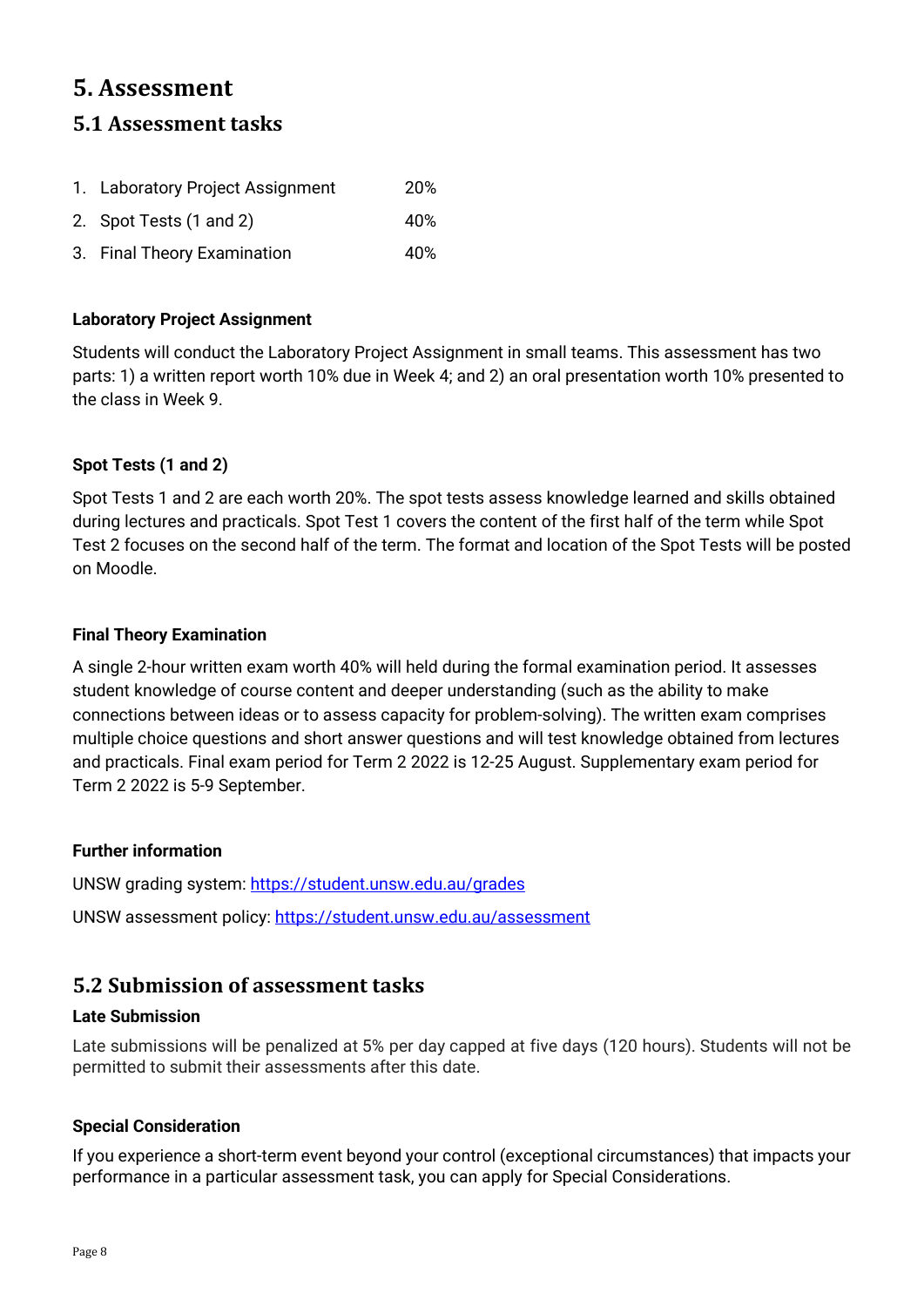# 5. Assessment

## 5.1 Assessment tasks

1. Laboratory Project Assignment 20%
2. Spot Tests (1 and 2) 40%
3. Final Theory Examination 40%

**Laboratory Project Assignment**

Students will conduct the Laboratory Project Assignment in small teams. This assessment has two parts: 1) a written report worth 10% due in Week 4; and 2) an oral presentation worth 10% presented to the class in Week 9.

**Spot Tests (1 and 2)**

Spot Tests 1 and 2 are each worth 20%. The spot tests assess knowledge learned and skills obtained during lectures and practicals. Spot Test 1 covers the content of the first half of the term while Spot Test 2 focuses on the second half of the term. The format and location of the Spot Tests will be posted on Moodle.

**Final Theory Examination**

A single 2-hour written exam worth 40% will held during the formal examination period. It assesses student knowledge of course content and deeper understanding (such as the ability to make connections between ideas or to assess capacity for problem-solving). The written exam comprises multiple choice questions and short answer questions and will test knowledge obtained from lectures and practicals. Final exam period for Term 2 2022 is 12-25 August. Supplementary exam period for Term 2 2022 is 5-9 September.

**Further information**

UNSW grading system: https://student.unsw.edu.au/grades

UNSW assessment policy: https://student.unsw.edu.au/assessment

## 5.2 Submission of assessment tasks

**Late Submission**

Late submissions will be penalized at 5% per day capped at five days (120 hours). Students will not be permitted to submit their assessments after this date.

**Special Consideration**

If you experience a short-term event beyond your control (exceptional circumstances) that impacts your performance in a particular assessment task, you can apply for Special Considerations.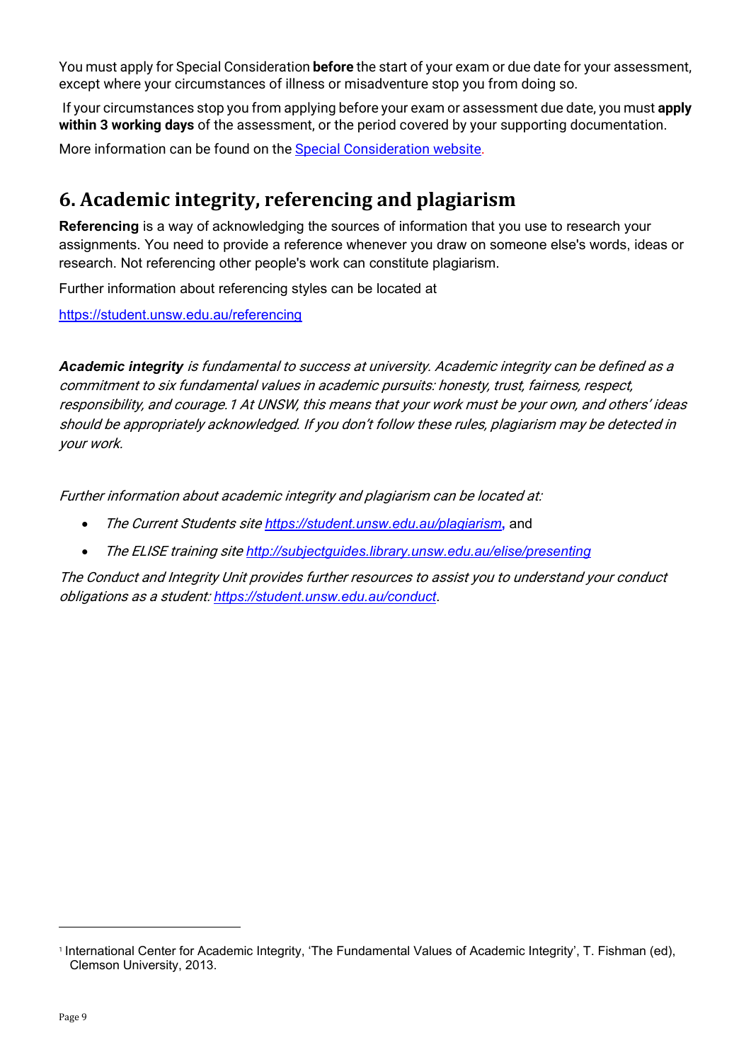You must apply for Special Consideration **before** the start of your exam or due date for your assessment, except where your circumstances of illness or misadventure stop you from doing so.

If your circumstances stop you from applying before your exam or assessment due date, you must **apply within 3 working days** of the assessment, or the period covered by your supporting documentation.

More information can be found on the [Special Consideration website](https://student.unsw.edu.au/special-consideration).

## 6. Academic integrity, referencing and plagiarism

**Referencing** is a way of acknowledging the sources of information that you use to research your assignments. You need to provide a reference whenever you draw on someone else's words, ideas or research. Not referencing other people's work can constitute plagiarism.

Further information about referencing styles can be located at

https://student.unsw.edu.au/referencing

***Academic integrity*** *is fundamental to success at university. Academic integrity can be defined as a commitment to six fundamental values in academic pursuits: honesty, trust, fairness, respect, responsibility, and courage.*[1] *At UNSW, this means that your work must be your own, and others' ideas should be appropriately acknowledged. If you don't follow these rules, plagiarism may be detected in your work.*

*Further information about academic integrity and plagiarism can be located at:*

- *The Current Students site* *https://student.unsw.edu.au/plagiarism*, and
- *The ELISE training site* *http://subjectguides.library.unsw.edu.au/elise/presenting*

*The Conduct and Integrity Unit provides further resources to assist you to understand your conduct obligations as a student:* *https://student.unsw.edu.au/conduct*.

---

[1] International Center for Academic Integrity, 'The Fundamental Values of Academic Integrity', T. Fishman (ed), Clemson University, 2013.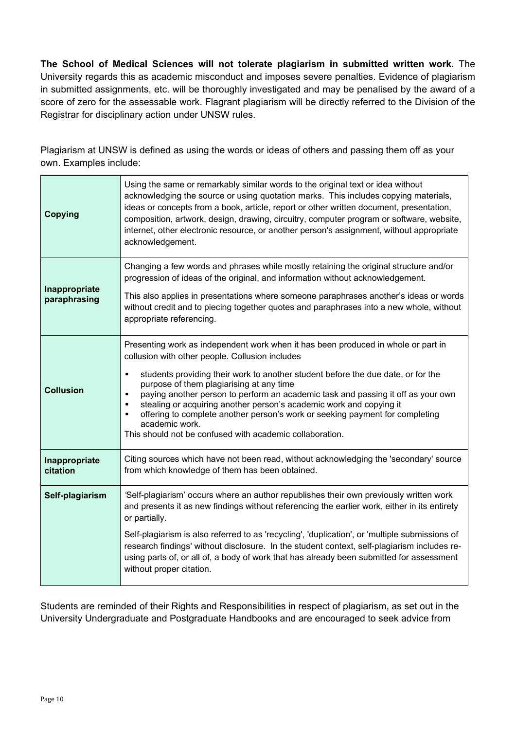**The School of Medical Sciences will not tolerate plagiarism in submitted written work.** The University regards this as academic misconduct and imposes severe penalties. Evidence of plagiarism in submitted assignments, etc. will be thoroughly investigated and may be penalised by the award of a score of zero for the assessable work. Flagrant plagiarism will be directly referred to the Division of the Registrar for disciplinary action under UNSW rules.

Plagiarism at UNSW is defined as using the words or ideas of others and passing them off as your own. Examples include:

| | |
|---|---|
| **Copying** | Using the same or remarkably similar words to the original text or idea without acknowledging the source or using quotation marks. This includes copying materials, ideas or concepts from a book, article, report or other written document, presentation, composition, artwork, design, drawing, circuitry, computer program or software, website, internet, other electronic resource, or another person's assignment, without appropriate acknowledgement. |
| **Inappropriate paraphrasing** | Changing a few words and phrases while mostly retaining the original structure and/or progression of ideas of the original, and information without acknowledgement.<br><br>This also applies in presentations where someone paraphrases another's ideas or words without credit and to piecing together quotes and paraphrases into a new whole, without appropriate referencing. |
| **Collusion** | Presenting work as independent work when it has been produced in whole or part in collusion with other people. Collusion includes<br>▪ students providing their work to another student before the due date, or for the purpose of them plagiarising at any time<br>▪ paying another person to perform an academic task and passing it off as your own<br>▪ stealing or acquiring another person's academic work and copying it<br>▪ offering to complete another person's work or seeking payment for completing academic work.<br>This should not be confused with academic collaboration. |
| **Inappropriate citation** | Citing sources which have not been read, without acknowledging the 'secondary' source from which knowledge of them has been obtained. |
| **Self-plagiarism** | 'Self-plagiarism' occurs where an author republishes their own previously written work and presents it as new findings without referencing the earlier work, either in its entirety or partially.<br><br>Self-plagiarism is also referred to as 'recycling', 'duplication', or 'multiple submissions of research findings' without disclosure. In the student context, self-plagiarism includes re-using parts of, or all of, a body of work that has already been submitted for assessment without proper citation. |

Students are reminded of their Rights and Responsibilities in respect of plagiarism, as set out in the University Undergraduate and Postgraduate Handbooks and are encouraged to seek advice from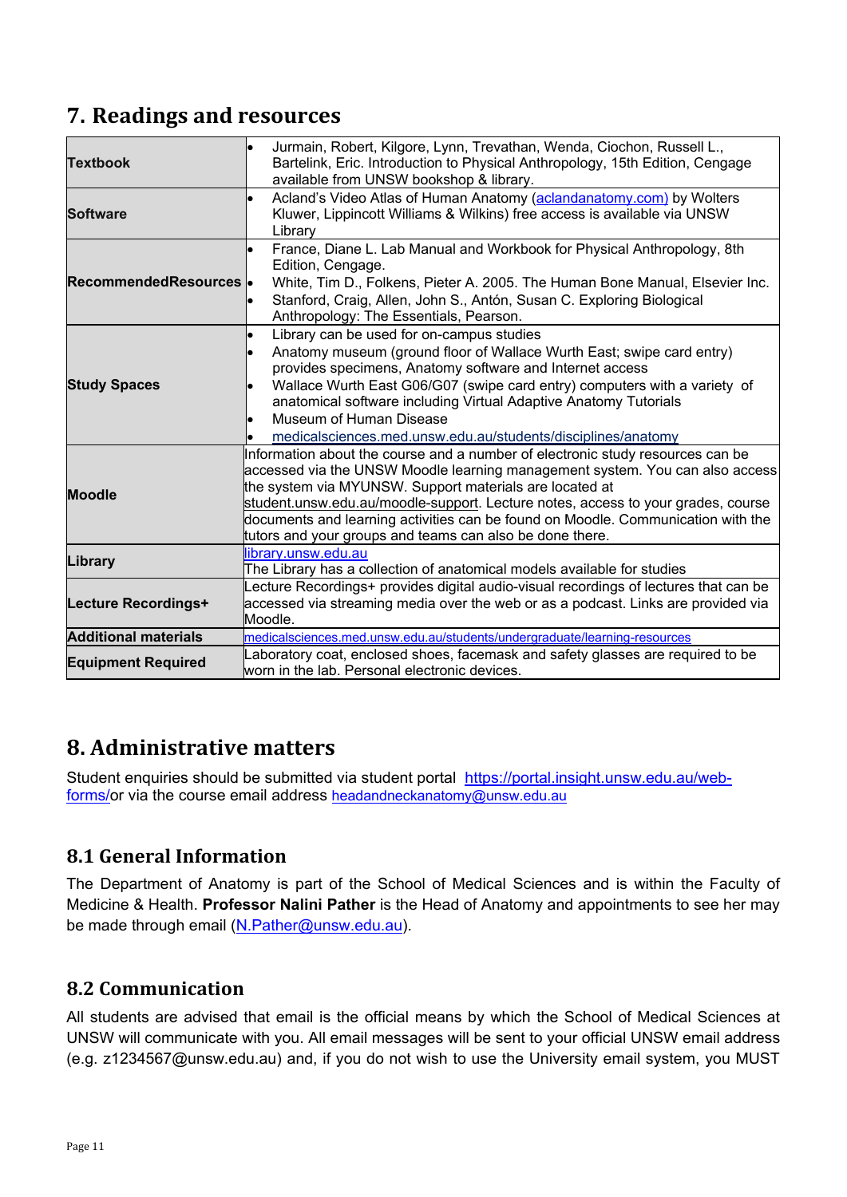## 7. Readings and resources

| | |
|---|---|
| **Textbook** | • Jurmain, Robert, Kilgore, Lynn, Trevathan, Wenda, Ciochon, Russell L., Bartelink, Eric. Introduction to Physical Anthropology, 15th Edition, Cengage available from UNSW bookshop & library. |
| **Software** | • Acland's Video Atlas of Human Anatomy (aclandanatomy.com) by Wolters Kluwer, Lippincott Williams & Wilkins) free access is available via UNSW Library |
| **RecommendedResources** | • France, Diane L. Lab Manual and Workbook for Physical Anthropology, 8th Edition, Cengage.<br>• White, Tim D., Folkens, Pieter A. 2005. The Human Bone Manual, Elsevier Inc.<br>• Stanford, Craig, Allen, John S., Antón, Susan C. Exploring Biological Anthropology: The Essentials, Pearson. |
| **Study Spaces** | • Library can be used for on-campus studies<br>• Anatomy museum (ground floor of Wallace Wurth East; swipe card entry) provides specimens, Anatomy software and Internet access<br>• Wallace Wurth East G06/G07 (swipe card entry) computers with a variety of anatomical software including Virtual Adaptive Anatomy Tutorials<br>• Museum of Human Disease<br>• medicalsciences.med.unsw.edu.au/students/disciplines/anatomy |
| **Moodle** | Information about the course and a number of electronic study resources can be accessed via the UNSW Moodle learning management system. You can also access the system via MYUNSW. Support materials are located at student.unsw.edu.au/moodle-support. Lecture notes, access to your grades, course documents and learning activities can be found on Moodle. Communication with the tutors and your groups and teams can also be done there. |
| **Library** | library.unsw.edu.au<br>The Library has a collection of anatomical models available for studies |
| **Lecture Recordings+** | Lecture Recordings+ provides digital audio-visual recordings of lectures that can be accessed via streaming media over the web or as a podcast. Links are provided via Moodle. |
| **Additional materials** | medicalsciences.med.unsw.edu.au/students/undergraduate/learning-resources |
| **Equipment Required** | Laboratory coat, enclosed shoes, facemask and safety glasses are required to be worn in the lab. Personal electronic devices. |

## 8. Administrative matters

Student enquiries should be submitted via student portal https://portal.insight.unsw.edu.au/web-forms/or via the course email address headandneckanatomy@unsw.edu.au

### 8.1 General Information

The Department of Anatomy is part of the School of Medical Sciences and is within the Faculty of Medicine & Health. **Professor Nalini Pather** is the Head of Anatomy and appointments to see her may be made through email (N.Pather@unsw.edu.au).

### 8.2 Communication

All students are advised that email is the official means by which the School of Medical Sciences at UNSW will communicate with you. All email messages will be sent to your official UNSW email address (e.g. z1234567@unsw.edu.au) and, if you do not wish to use the University email system, you MUST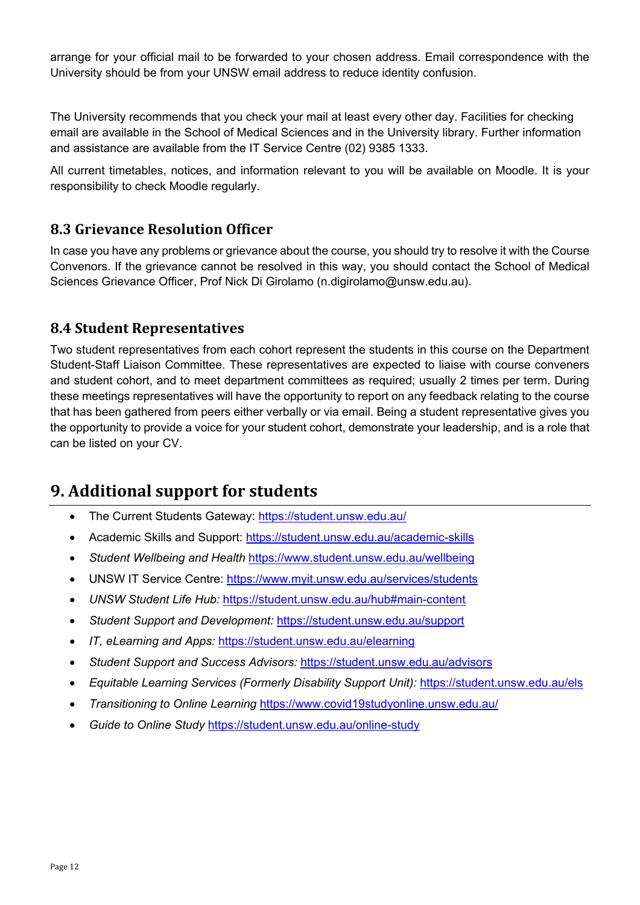arrange for your official mail to be forwarded to your chosen address. Email correspondence with the University should be from your UNSW email address to reduce identity confusion.

The University recommends that you check your mail at least every other day. Facilities for checking email are available in the School of Medical Sciences and in the University library. Further information and assistance are available from the IT Service Centre (02) 9385 1333.

All current timetables, notices, and information relevant to you will be available on Moodle. It is your responsibility to check Moodle regularly.

### 8.3 Grievance Resolution Officer

In case you have any problems or grievance about the course, you should try to resolve it with the Course Convenors. If the grievance cannot be resolved in this way, you should contact the School of Medical Sciences Grievance Officer, Prof Nick Di Girolamo (n.digirolamo@unsw.edu.au).

### 8.4 Student Representatives

Two student representatives from each cohort represent the students in this course on the Department Student-Staff Liaison Committee. These representatives are expected to liaise with course conveners and student cohort, and to meet department committees as required; usually 2 times per term. During these meetings representatives will have the opportunity to report on any feedback relating to the course that has been gathered from peers either verbally or via email. Being a student representative gives you the opportunity to provide a voice for your student cohort, demonstrate your leadership, and is a role that can be listed on your CV.

## 9. Additional support for students

- The Current Students Gateway: https://student.unsw.edu.au/
- Academic Skills and Support: https://student.unsw.edu.au/academic-skills
- *Student Wellbeing and Health* https://www.student.unsw.edu.au/wellbeing
- UNSW IT Service Centre: https://www.myit.unsw.edu.au/services/students
- *UNSW Student Life Hub:* https://student.unsw.edu.au/hub#main-content
- *Student Support and Development:* https://student.unsw.edu.au/support
- *IT, eLearning and Apps:* https://student.unsw.edu.au/elearning
- *Student Support and Success Advisors:* https://student.unsw.edu.au/advisors
- *Equitable Learning Services (Formerly Disability Support Unit):* https://student.unsw.edu.au/els
- *Transitioning to Online Learning* https://www.covid19studyonline.unsw.edu.au/
- *Guide to Online Study* https://student.unsw.edu.au/online-study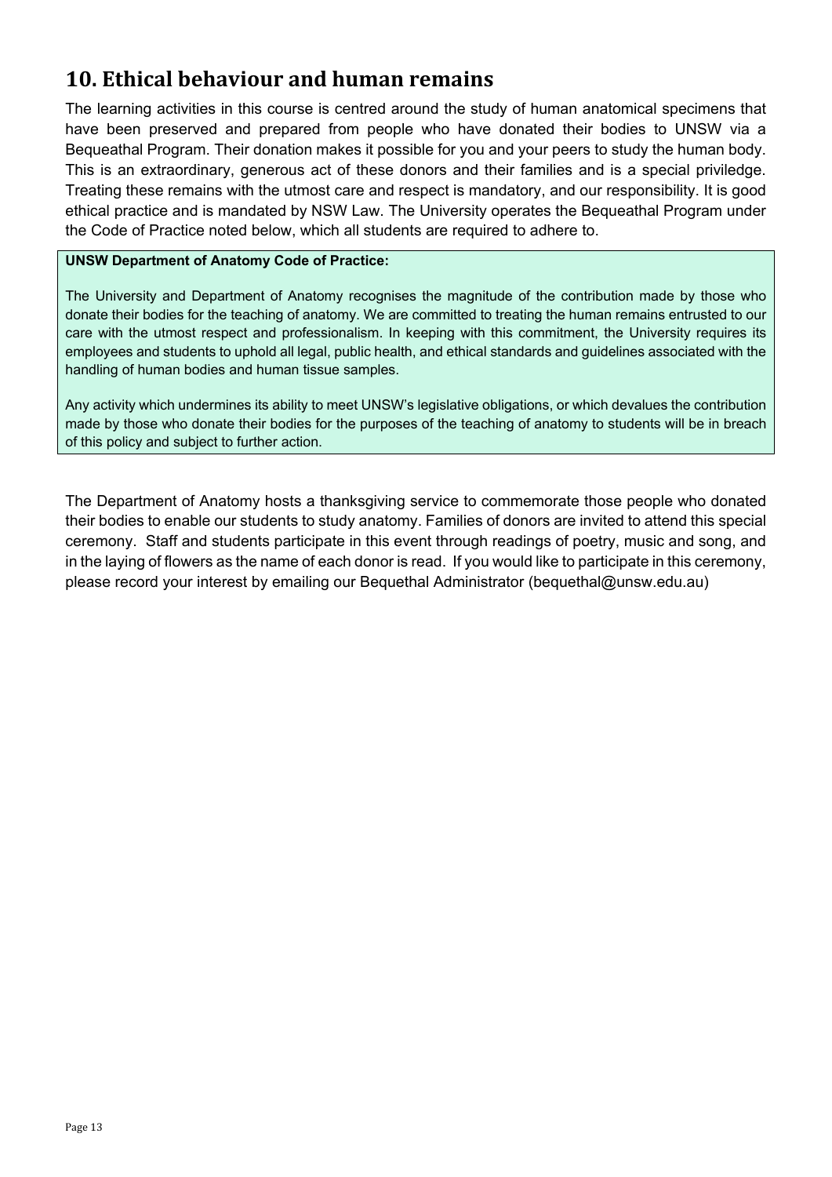## 10. Ethical behaviour and human remains

The learning activities in this course is centred around the study of human anatomical specimens that have been preserved and prepared from people who have donated their bodies to UNSW via a Bequeathal Program. Their donation makes it possible for you and your peers to study the human body. This is an extraordinary, generous act of these donors and their families and is a special priviledge. Treating these remains with the utmost care and respect is mandatory, and our responsibility. It is good ethical practice and is mandated by NSW Law. The University operates the Bequeathal Program under the Code of Practice noted below, which all students are required to adhere to.

> **UNSW Department of Anatomy Code of Practice:**
>
> The University and Department of Anatomy recognises the magnitude of the contribution made by those who donate their bodies for the teaching of anatomy. We are committed to treating the human remains entrusted to our care with the utmost respect and professionalism. In keeping with this commitment, the University requires its employees and students to uphold all legal, public health, and ethical standards and guidelines associated with the handling of human bodies and human tissue samples.
>
> Any activity which undermines its ability to meet UNSW's legislative obligations, or which devalues the contribution made by those who donate their bodies for the purposes of the teaching of anatomy to students will be in breach of this policy and subject to further action.

The Department of Anatomy hosts a thanksgiving service to commemorate those people who donated their bodies to enable our students to study anatomy. Families of donors are invited to attend this special ceremony. Staff and students participate in this event through readings of poetry, music and song, and in the laying of flowers as the name of each donor is read. If you would like to participate in this ceremony, please record your interest by emailing our Bequethal Administrator (bequethal@unsw.edu.au)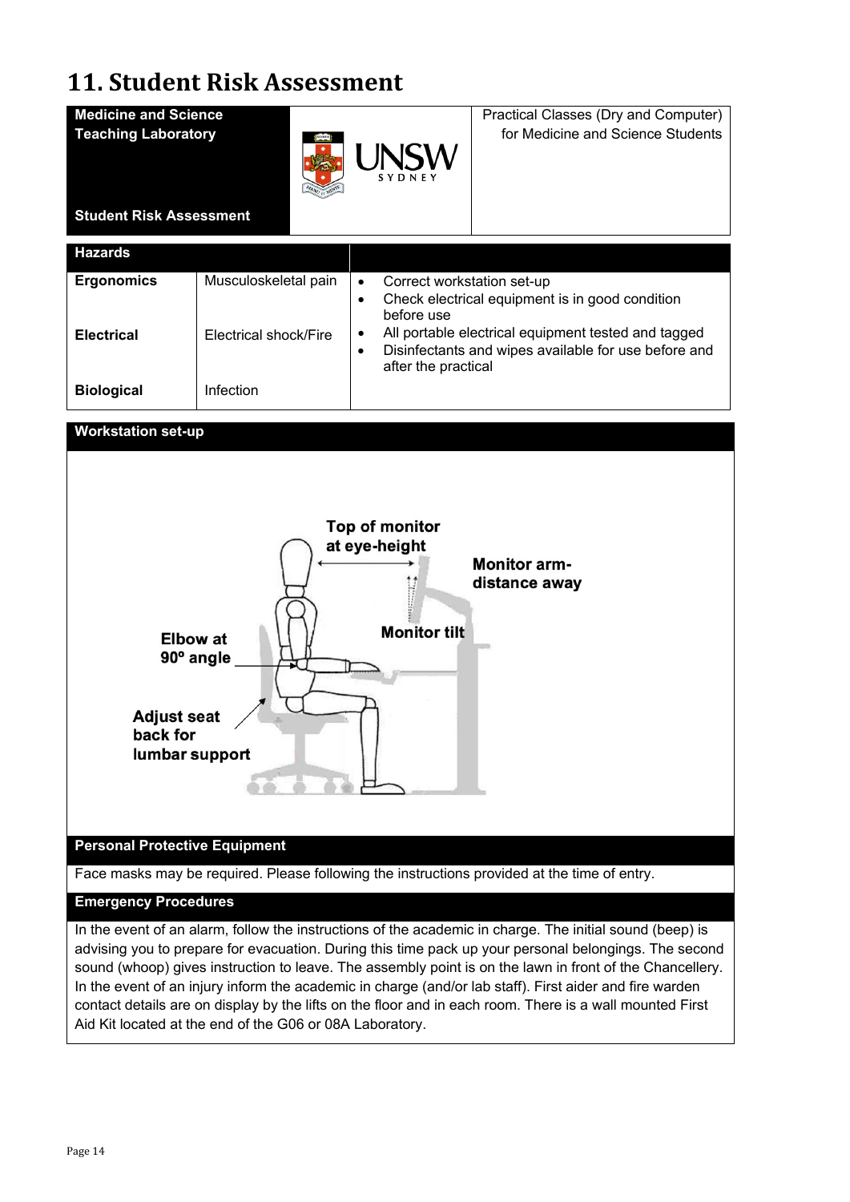# 11. Student Risk Assessment

| **Medicine and Science Teaching Laboratory**<br><br>**Student Risk Assessment** | UNSW SYDNEY | Practical Classes (Dry and Computer) for Medicine and Science Students |
|---|---|---|

| **Hazards** | | |
|---|---|---|
| **Ergonomics** | Musculoskeletal pain | • Correct workstation set-up<br>• Check electrical equipment is in good condition before use |
| **Electrical** | Electrical shock/Fire | • All portable electrical equipment tested and tagged<br>• Disinfectants and wipes available for use before and after the practical |
| **Biological** | Infection | |

**Workstation set-up**

Top of monitor at eye-height

Monitor arm-distance away

Monitor tilt

Elbow at 90º angle

Adjust seat back for lumbar support

**Personal Protective Equipment**

Face masks may be required. Please following the instructions provided at the time of entry.

**Emergency Procedures**

In the event of an alarm, follow the instructions of the academic in charge. The initial sound (beep) is advising you to prepare for evacuation. During this time pack up your personal belongings. The second sound (whoop) gives instruction to leave. The assembly point is on the lawn in front of the Chancellery. In the event of an injury inform the academic in charge (and/or lab staff). First aider and fire warden contact details are on display by the lifts on the floor and in each room. There is a wall mounted First Aid Kit located at the end of the G06 or 08A Laboratory.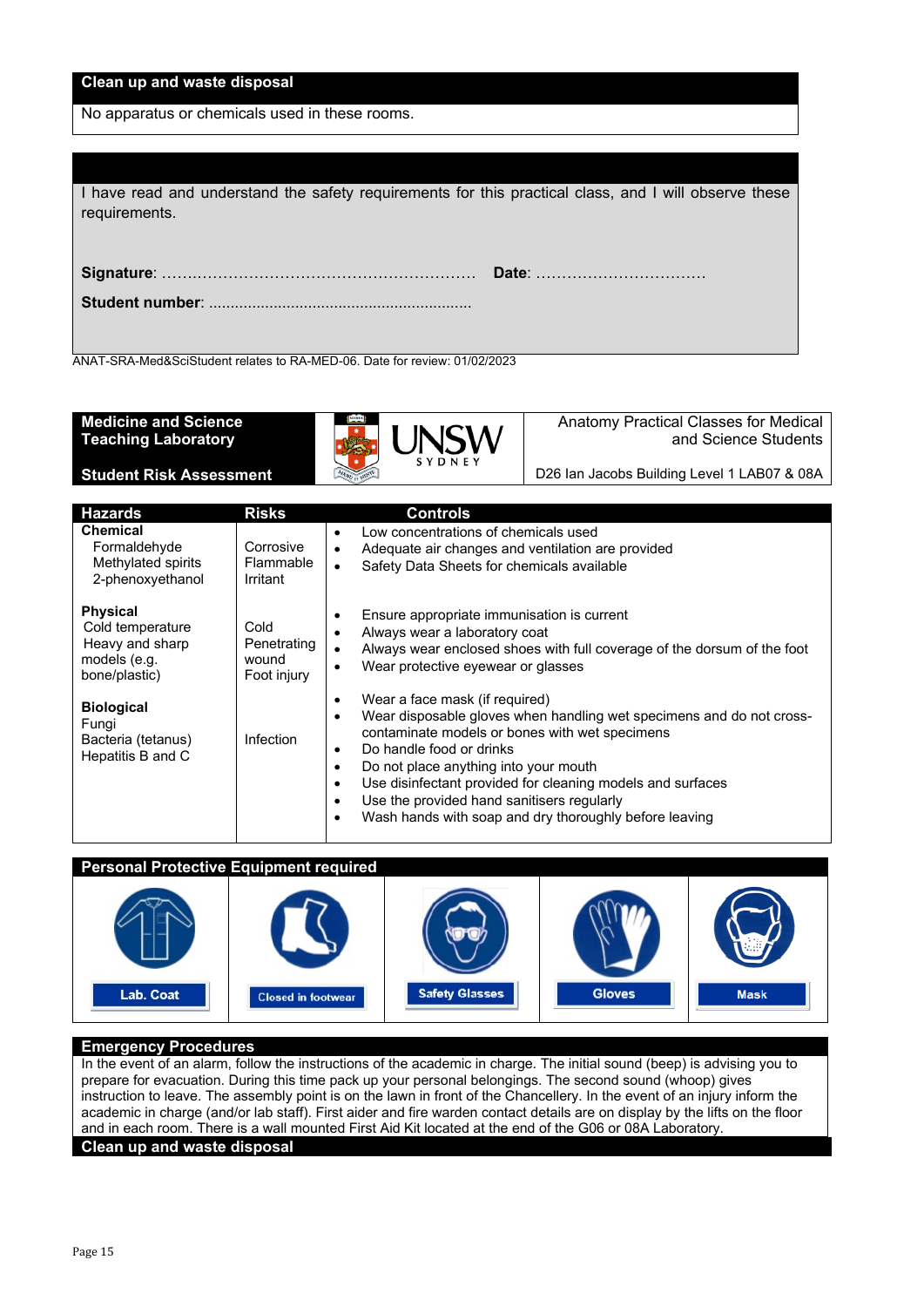## Clean up and waste disposal

No apparatus or chemicals used in these rooms.

I have read and understand the safety requirements for this practical class, and I will observe these requirements.

**Signature**: ………………………………………………………… **Date**: ………………………………

**Student number**: ............................................................

ANAT-SRA-Med&SciStudent relates to RA-MED-06. Date for review: 01/02/2023

| **Medicine and Science Teaching Laboratory** | UNSW SYDNEY | Anatomy Practical Classes for Medical and Science Students |
|---|---|---|
| **Student Risk Assessment** | | D26 Ian Jacobs Building Level 1 LAB07 & 08A |

| Hazards | Risks | Controls |
|---|---|---|
| **Chemical**<br>Formaldehyde<br>Methylated spirits<br>2-phenoxyethanol | Corrosive<br>Flammable<br>Irritant | • Low concentrations of chemicals used<br>• Adequate air changes and ventilation are provided<br>• Safety Data Sheets for chemicals available |
| **Physical**<br>Cold temperature<br>Heavy and sharp models (e.g. bone/plastic) | Cold<br>Penetrating wound<br>Foot injury | • Ensure appropriate immunisation is current<br>• Always wear a laboratory coat<br>• Always wear enclosed shoes with full coverage of the dorsum of the foot<br>• Wear protective eyewear or glasses |
| **Biological**<br>Fungi<br>Bacteria (tetanus)<br>Hepatitis B and C | Infection | • Wear a face mask (if required)<br>• Wear disposable gloves when handling wet specimens and do not cross-contaminate models or bones with wet specimens<br>• Do handle food or drinks<br>• Do not place anything into your mouth<br>• Use disinfectant provided for cleaning models and surfaces<br>• Use the provided hand sanitisers regularly<br>• Wash hands with soap and dry thoroughly before leaving |

## Personal Protective Equipment required

| Lab. Coat | Closed in footwear | Safety Glasses | Gloves | Mask |
|---|---|---|---|---|

## Emergency Procedures

In the event of an alarm, follow the instructions of the academic in charge. The initial sound (beep) is advising you to prepare for evacuation. During this time pack up your personal belongings. The second sound (whoop) gives instruction to leave. The assembly point is on the lawn in front of the Chancellery. In the event of an injury inform the academic in charge (and/or lab staff). First aider and fire warden contact details are on display by the lifts on the floor and in each room. There is a wall mounted First Aid Kit located at the end of the G06 or 08A Laboratory.

## Clean up and waste disposal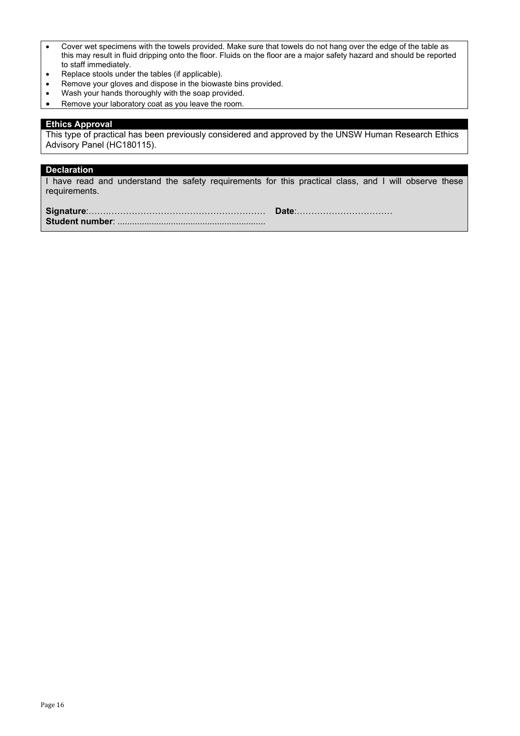- Cover wet specimens with the towels provided. Make sure that towels do not hang over the edge of the table as this may result in fluid dripping onto the floor. Fluids on the floor are a major safety hazard and should be reported to staff immediately.
- Replace stools under the tables (if applicable).
- Remove your gloves and dispose in the biowaste bins provided.
- Wash your hands thoroughly with the soap provided.
- Remove your laboratory coat as you leave the room.

## Ethics Approval

This type of practical has been previously considered and approved by the UNSW Human Research Ethics Advisory Panel (HC180115).

## Declaration

I have read and understand the safety requirements for this practical class, and I will observe these requirements.

**Signature**:……………………………………………………… **Date**:……………………………

**Student number**: ............................................................